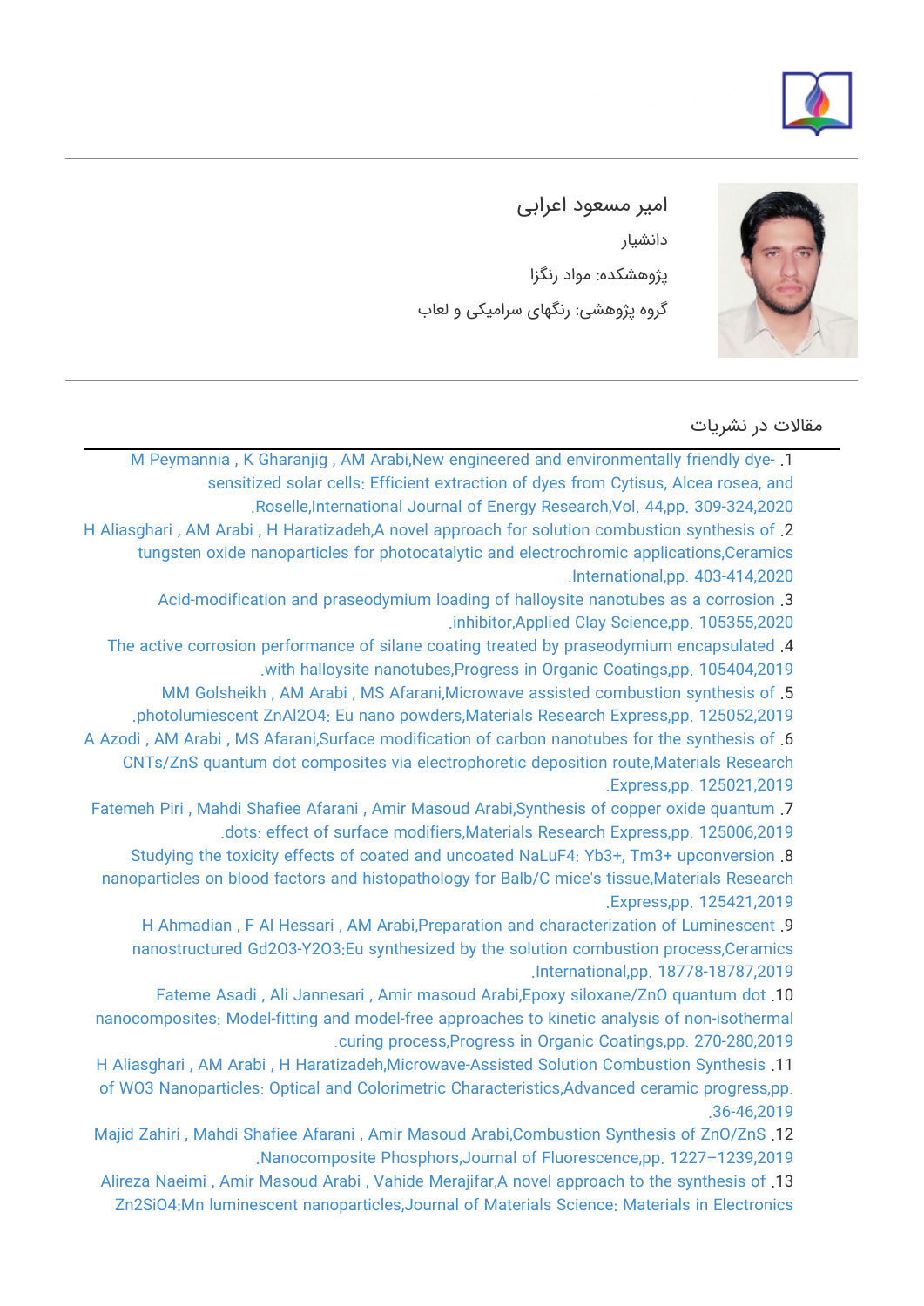# امیر مسعود اعرابی

دانشیار

پژوهشکده: مواد رنگزا

گروه پژوهشی: رنگهای سرامیکی و لعاب

## مقالات در نشریات

1. M Peymannia , K Gharanjig , AM Arabi,New engineered and environmentally friendly dye-sensitized solar cells: Efficient extraction of dyes from Cytisus, Alcea rosea, and Roselle,International Journal of Energy Research,Vol. 44,pp. 309-324,2020.
2. H Aliasghari , AM Arabi , H Haratizadeh,A novel approach for solution combustion synthesis of tungsten oxide nanoparticles for photocatalytic and electrochromic applications,Ceramics International,pp. 403-414,2020.
3. Acid-modification and praseodymium loading of halloysite nanotubes as a corrosion inhibitor,Applied Clay Science,pp. 105355,2020.
4. The active corrosion performance of silane coating treated by praseodymium encapsulated with halloysite nanotubes,Progress in Organic Coatings,pp. 105404,2019.
5. MM Golsheikh , AM Arabi , MS Afarani,Microwave assisted combustion synthesis of photolumiescent ZnAl2O4: Eu nano powders,Materials Research Express,pp. 125052,2019.
6. A Azodi , AM Arabi , MS Afarani,Surface modification of carbon nanotubes for the synthesis of CNTs/ZnS quantum dot composites via electrophoretic deposition route,Materials Research Express,pp. 125021,2019.
7. Fatemeh Piri , Mahdi Shafiee Afarani , Amir Masoud Arabi,Synthesis of copper oxide quantum dots: effect of surface modifiers,Materials Research Express,pp. 125006,2019.
8. Studying the toxicity effects of coated and uncoated NaLuF4: Yb3+, Tm3+ upconversion nanoparticles on blood factors and histopathology for Balb/C mice's tissue,Materials Research Express,pp. 125421,2019.
9. H Ahmadian , F Al Hessari , AM Arabi,Preparation and characterization of Luminescent nanostructured Gd2O3-Y2O3:Eu synthesized by the solution combustion process,Ceramics International,pp. 18778-18787,2019.
10. Fateme Asadi , Ali Jannesari , Amir masoud Arabi,Epoxy siloxane/ZnO quantum dot nanocomposites: Model-fitting and model-free approaches to kinetic analysis of non-isothermal curing process,Progress in Organic Coatings,pp. 270-280,2019.
11. H Aliasghari , AM Arabi , H Haratizadeh,Microwave-Assisted Solution Combustion Synthesis of WO3 Nanoparticles: Optical and Colorimetric Characteristics,Advanced ceramic progress,pp. 36-46,2019.
12. Majid Zahiri , Mahdi Shafiee Afarani , Amir Masoud Arabi,Combustion Synthesis of ZnO/ZnS Nanocomposite Phosphors,Journal of Fluorescence,pp. 1227–1239,2019.
13. Alireza Naeimi , Amir Masoud Arabi , Vahide Merajifar,A novel approach to the synthesis of Zn2SiO4:Mn luminescent nanoparticles,Journal of Materials Science: Materials in Electronics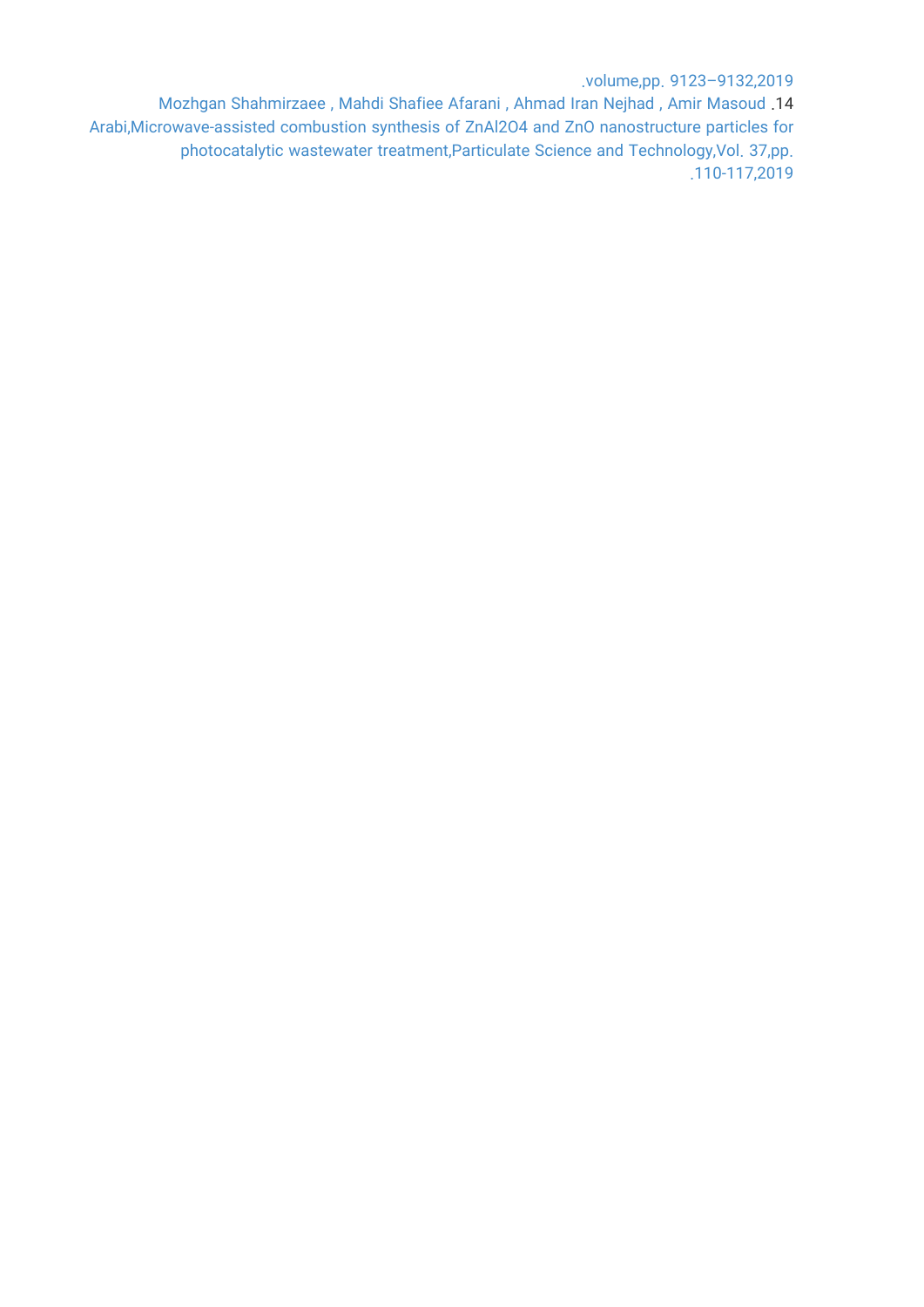volume,pp. 9123–9132,2019.

14. Mozhgan Shahmirzaee , Mahdi Shafiee Afarani , Ahmad Iran Nejhad , Amir Masoud Arabi,Microwave-assisted combustion synthesis of $ZnAl_2O_4$ and ZnO nanostructure particles for photocatalytic wastewater treatment,Particulate Science and Technology,Vol. 37,pp. 110-117,2019.